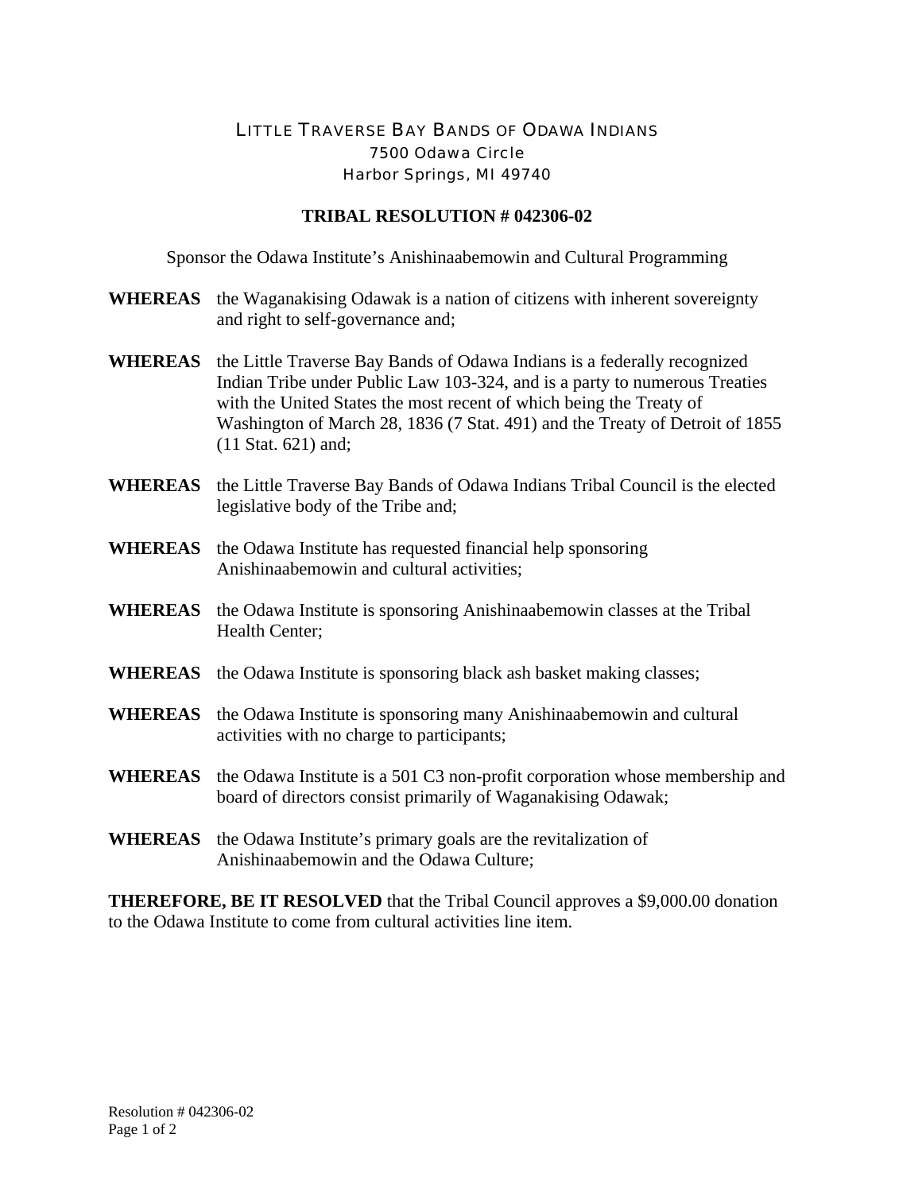LITTLE TRAVERSE BAY BANDS OF ODAWA INDIANS
7500 Odawa Circle
Harbor Springs, MI 49740

## TRIBAL RESOLUTION # 042306-02

Sponsor the Odawa Institute's Anishinaabemowin and Cultural Programming

**WHEREAS** the Waganakising Odawak is a nation of citizens with inherent sovereignty and right to self-governance and;

**WHEREAS** the Little Traverse Bay Bands of Odawa Indians is a federally recognized Indian Tribe under Public Law 103-324, and is a party to numerous Treaties with the United States the most recent of which being the Treaty of Washington of March 28, 1836 (7 Stat. 491) and the Treaty of Detroit of 1855 (11 Stat. 621) and;

**WHEREAS** the Little Traverse Bay Bands of Odawa Indians Tribal Council is the elected legislative body of the Tribe and;

**WHEREAS** the Odawa Institute has requested financial help sponsoring Anishinaabemowin and cultural activities;

**WHEREAS** the Odawa Institute is sponsoring Anishinaabemowin classes at the Tribal Health Center;

**WHEREAS** the Odawa Institute is sponsoring black ash basket making classes;

**WHEREAS** the Odawa Institute is sponsoring many Anishinaabemowin and cultural activities with no charge to participants;

**WHEREAS** the Odawa Institute is a 501 C3 non-profit corporation whose membership and board of directors consist primarily of Waganakising Odawak;

**WHEREAS** the Odawa Institute's primary goals are the revitalization of Anishinaabemowin and the Odawa Culture;

**THEREFORE, BE IT RESOLVED** that the Tribal Council approves a $9,000.00 donation to the Odawa Institute to come from cultural activities line item.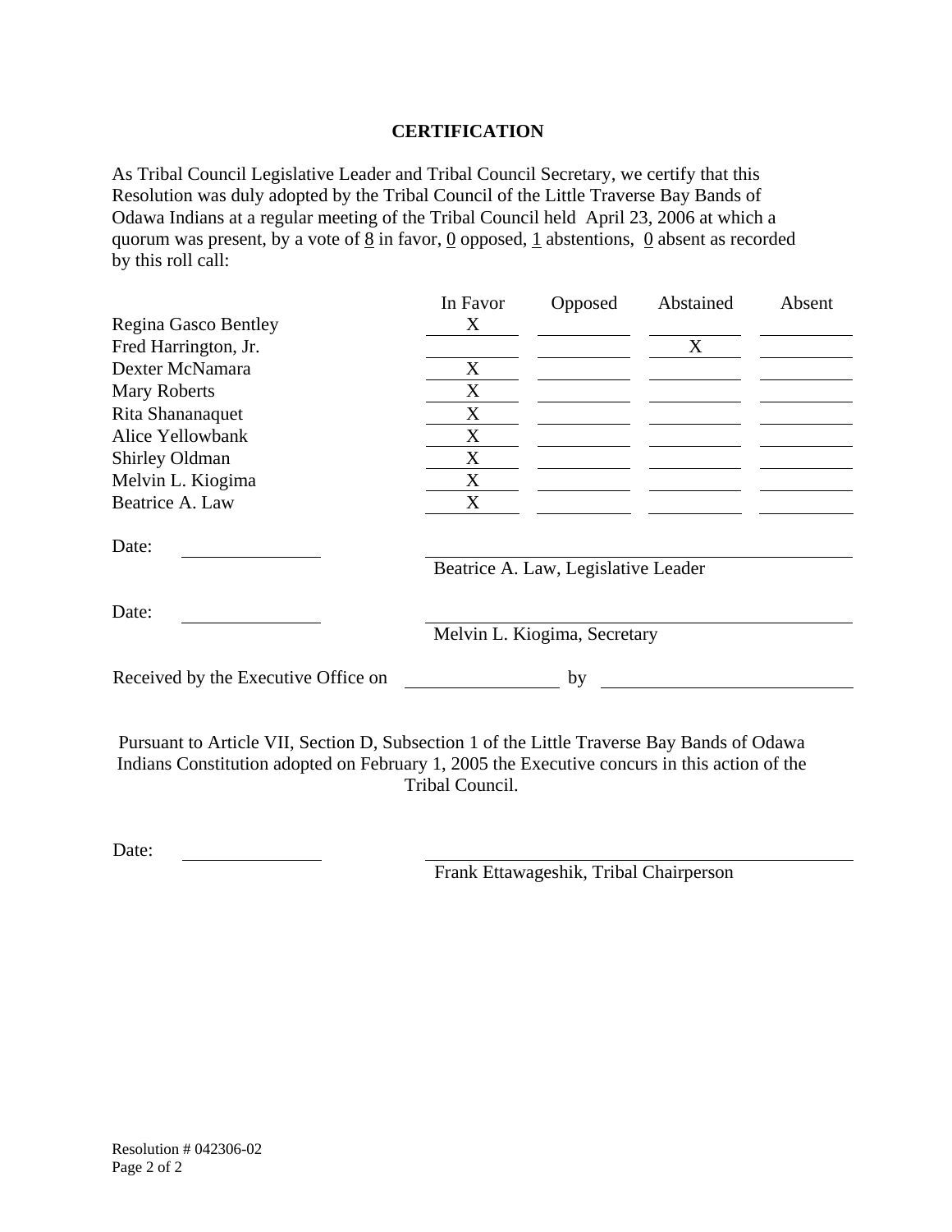**CERTIFICATION**

As Tribal Council Legislative Leader and Tribal Council Secretary, we certify that this Resolution was duly adopted by the Tribal Council of the Little Traverse Bay Bands of Odawa Indians at a regular meeting of the Tribal Council held April 23, 2006 at which a quorum was present, by a vote of 8 in favor, 0 opposed, 1 abstentions, 0 absent as recorded by this roll call:

| | In Favor | Opposed | Abstained | Absent |
|---|---|---|---|---|
| Regina Gasco Bentley | X | | | |
| Fred Harrington, Jr. | | | X | |
| Dexter McNamara | X | | | |
| Mary Roberts | X | | | |
| Rita Shananaquet | X | | | |
| Alice Yellowbank | X | | | |
| Shirley Oldman | X | | | |
| Melvin L. Kiogima | X | | | |
| Beatrice A. Law | X | | | |

Date: ______________ ______________________________
Beatrice A. Law, Legislative Leader

Date: ______________ ______________________________
Melvin L. Kiogima, Secretary

Received by the Executive Office on ______________ by ______________________

Pursuant to Article VII, Section D, Subsection 1 of the Little Traverse Bay Bands of Odawa Indians Constitution adopted on February 1, 2005 the Executive concurs in this action of the Tribal Council.

Date: ______________ ______________________________
Frank Ettawageshik, Tribal Chairperson

Resolution # 042306-02